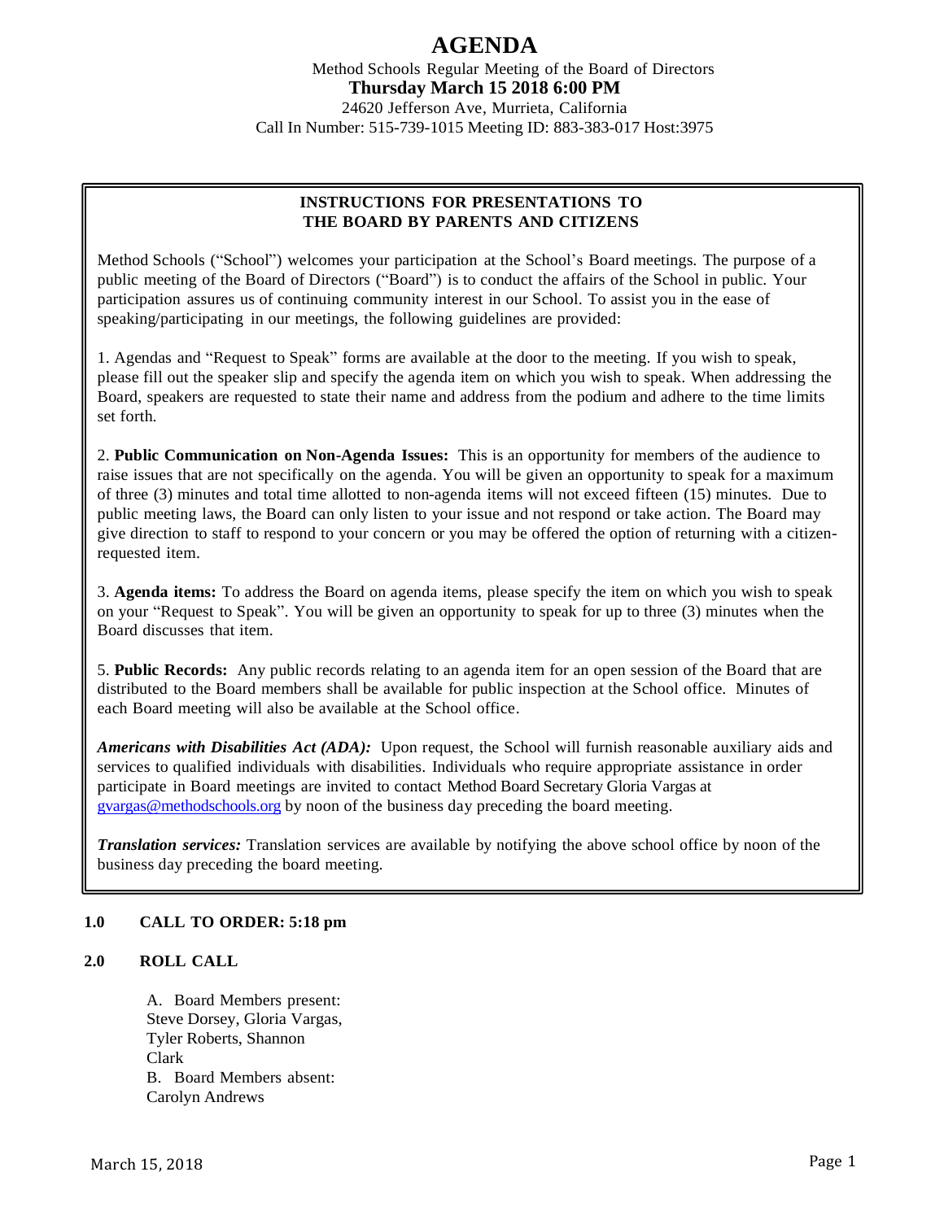# AGENDA

Method Schools Regular Meeting of the Board of Directors
**Thursday March 15 2018 6:00 PM**
24620 Jefferson Ave, Murrieta, California
Call In Number: 515-739-1015 Meeting ID: 883-383-017 Host:3975

**INSTRUCTIONS FOR PRESENTATIONS TO THE BOARD BY PARENTS AND CITIZENS**

Method Schools ("School") welcomes your participation at the School's Board meetings. The purpose of a public meeting of the Board of Directors ("Board") is to conduct the affairs of the School in public. Your participation assures us of continuing community interest in our School. To assist you in the ease of speaking/participating in our meetings, the following guidelines are provided:

1. Agendas and "Request to Speak" forms are available at the door to the meeting. If you wish to speak, please fill out the speaker slip and specify the agenda item on which you wish to speak. When addressing the Board, speakers are requested to state their name and address from the podium and adhere to the time limits set forth.

2. **Public Communication on Non-Agenda Issues:** This is an opportunity for members of the audience to raise issues that are not specifically on the agenda. You will be given an opportunity to speak for a maximum of three (3) minutes and total time allotted to non-agenda items will not exceed fifteen (15) minutes. Due to public meeting laws, the Board can only listen to your issue and not respond or take action. The Board may give direction to staff to respond to your concern or you may be offered the option of returning with a citizen-requested item.

3. **Agenda items:** To address the Board on agenda items, please specify the item on which you wish to speak on your "Request to Speak". You will be given an opportunity to speak for up to three (3) minutes when the Board discusses that item.

5. **Public Records:** Any public records relating to an agenda item for an open session of the Board that are distributed to the Board members shall be available for public inspection at the School office. Minutes of each Board meeting will also be available at the School office.

***Americans with Disabilities Act (ADA):*** Upon request, the School will furnish reasonable auxiliary aids and services to qualified individuals with disabilities. Individuals who require appropriate assistance in order participate in Board meetings are invited to contact Method Board Secretary Gloria Vargas at gvargas@methodschools.org by noon of the business day preceding the board meeting.

***Translation services:*** Translation services are available by notifying the above school office by noon of the business day preceding the board meeting.

**1.0 CALL TO ORDER: 5:18 pm**

**2.0 ROLL CALL**

A. Board Members present:
Steve Dorsey, Gloria Vargas, Tyler Roberts, Shannon Clark

B. Board Members absent:
Carolyn Andrews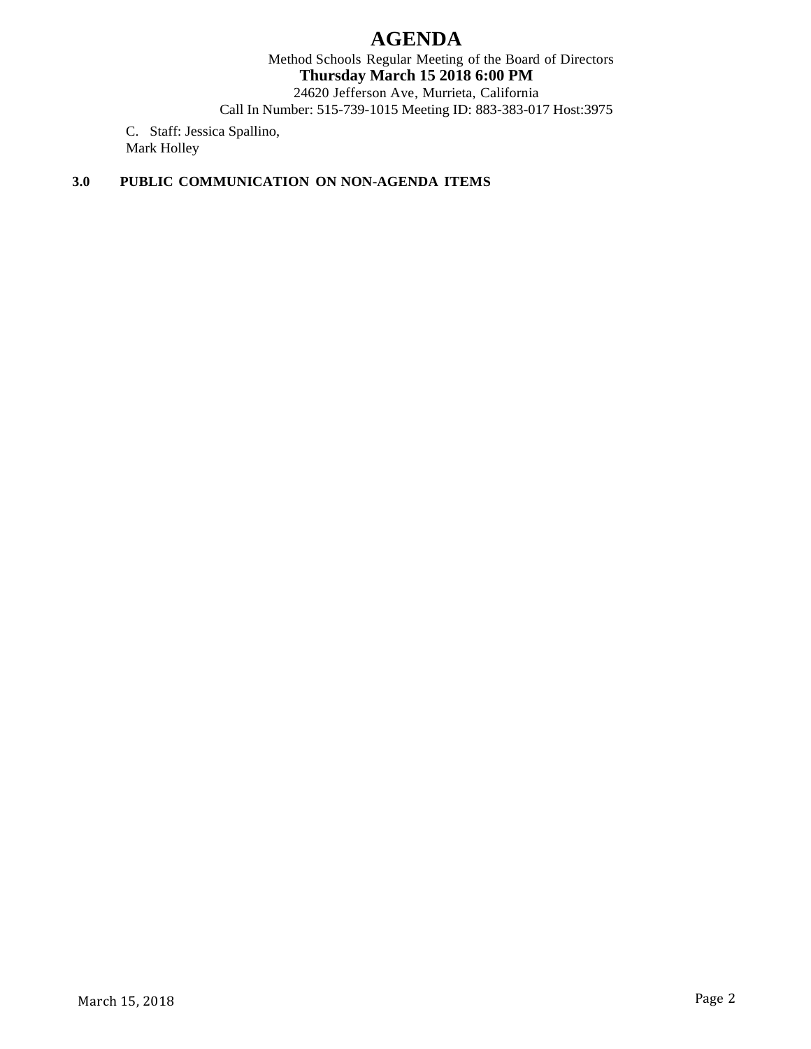# AGENDA

Method Schools Regular Meeting of the Board of Directors

**Thursday March 15 2018 6:00 PM**

24620 Jefferson Ave, Murrieta, California

Call In Number: 515-739-1015 Meeting ID: 883-383-017 Host:3975

C. Staff: Jessica Spallino,
Mark Holley

**3.0 PUBLIC COMMUNICATION ON NON-AGENDA ITEMS**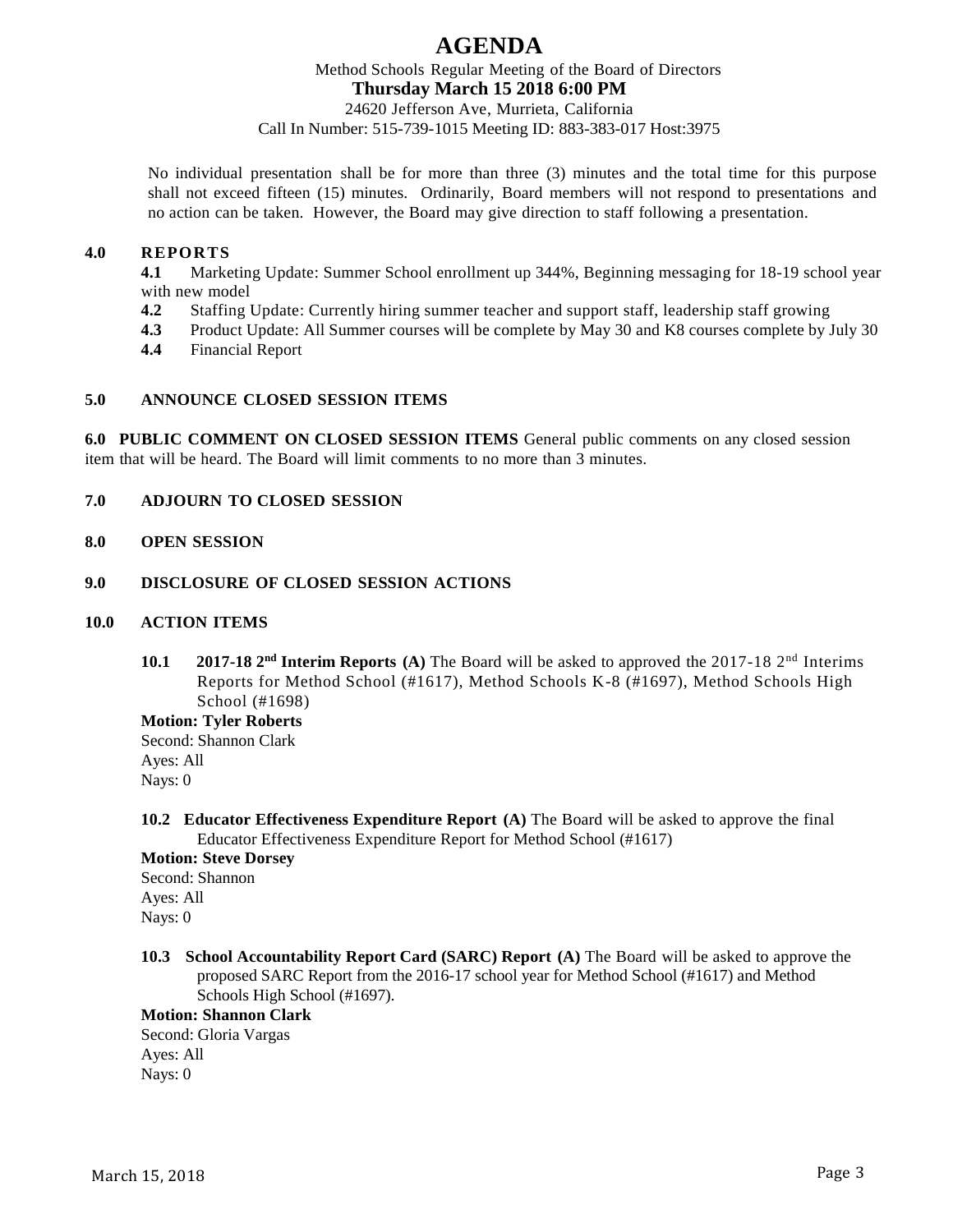# AGENDA

Method Schools Regular Meeting of the Board of Directors

**Thursday March 15 2018 6:00 PM**

24620 Jefferson Ave, Murrieta, California

Call In Number: 515-739-1015 Meeting ID: 883-383-017 Host:3975

No individual presentation shall be for more than three (3) minutes and the total time for this purpose shall not exceed fifteen (15) minutes. Ordinarily, Board members will not respond to presentations and no action can be taken. However, the Board may give direction to staff following a presentation.

## 4.0 REPORTS

**4.1** Marketing Update: Summer School enrollment up 344%, Beginning messaging for 18-19 school year with new model

**4.2** Staffing Update: Currently hiring summer teacher and support staff, leadership staff growing

**4.3** Product Update: All Summer courses will be complete by May 30 and K8 courses complete by July 30

**4.4** Financial Report

## 5.0 ANNOUNCE CLOSED SESSION ITEMS

**6.0 PUBLIC COMMENT ON CLOSED SESSION ITEMS** General public comments on any closed session item that will be heard. The Board will limit comments to no more than 3 minutes.

## 7.0 ADJOURN TO CLOSED SESSION

## 8.0 OPEN SESSION

## 9.0 DISCLOSURE OF CLOSED SESSION ACTIONS

## 10.0 ACTION ITEMS

**10.1 2017-18 2nd Interim Reports (A)** The Board will be asked to approved the 2017-18 2nd Interims Reports for Method School (#1617), Method Schools K-8 (#1697), Method Schools High School (#1698)

**Motion: Tyler Roberts**
Second: Shannon Clark
Ayes: All
Nays: 0

**10.2 Educator Effectiveness Expenditure Report (A)** The Board will be asked to approve the final Educator Effectiveness Expenditure Report for Method School (#1617)

**Motion: Steve Dorsey**
Second: Shannon
Ayes: All
Nays: 0

**10.3 School Accountability Report Card (SARC) Report (A)** The Board will be asked to approve the proposed SARC Report from the 2016-17 school year for Method School (#1617) and Method Schools High School (#1697).

**Motion: Shannon Clark**
Second: Gloria Vargas
Ayes: All
Nays: 0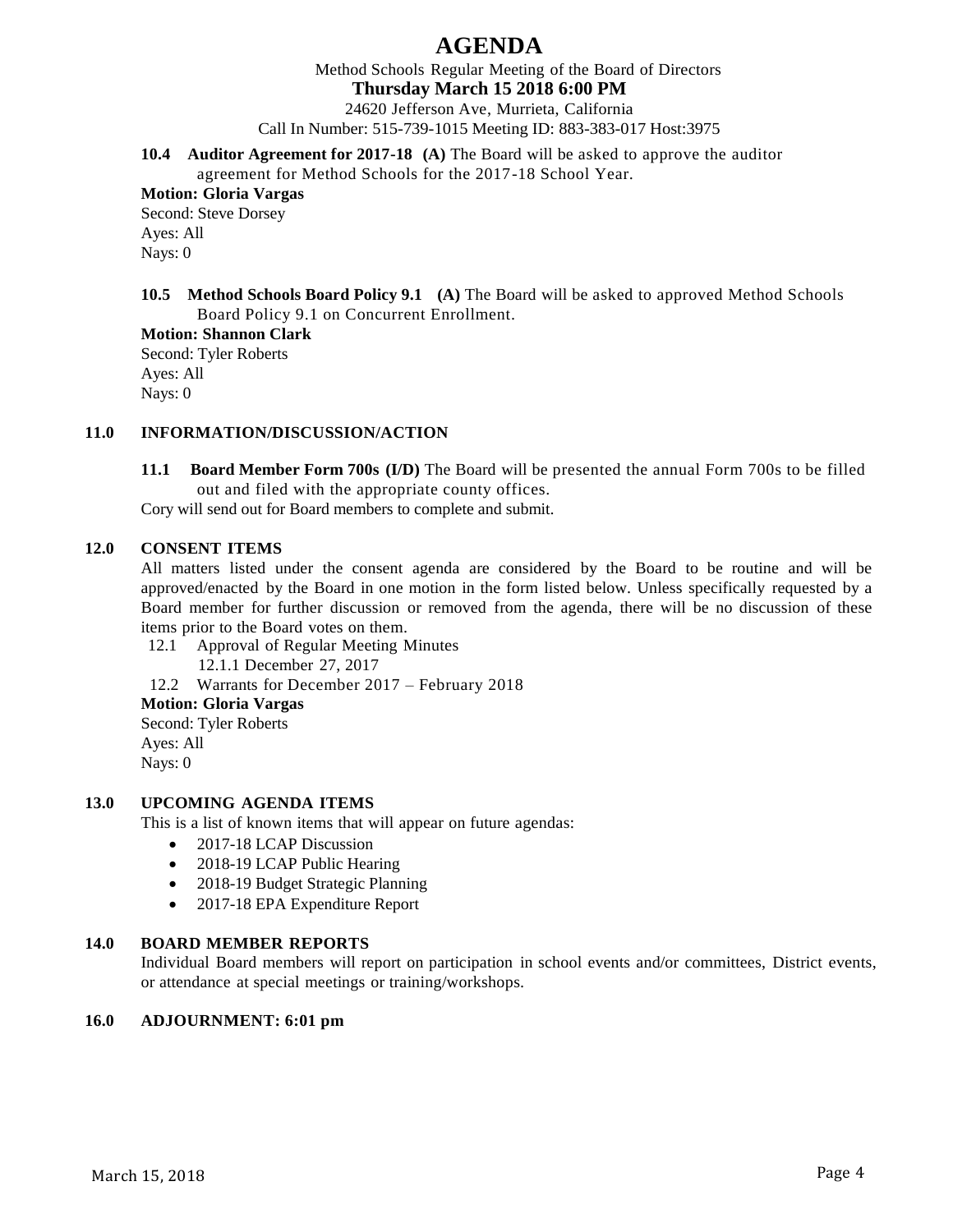# AGENDA

Method Schools Regular Meeting of the Board of Directors

**Thursday March 15 2018 6:00 PM**

24620 Jefferson Ave, Murrieta, California

Call In Number: 515-739-1015 Meeting ID: 883-383-017 Host:3975

**10.4 Auditor Agreement for 2017-18 (A)** The Board will be asked to approve the auditor agreement for Method Schools for the 2017-18 School Year.

**Motion: Gloria Vargas**
Second: Steve Dorsey
Ayes: All
Nays: 0

**10.5 Method Schools Board Policy 9.1 (A)** The Board will be asked to approved Method Schools Board Policy 9.1 on Concurrent Enrollment.

**Motion: Shannon Clark**
Second: Tyler Roberts
Ayes: All
Nays: 0

## 11.0 INFORMATION/DISCUSSION/ACTION

**11.1 Board Member Form 700s (I/D)** The Board will be presented the annual Form 700s to be filled out and filed with the appropriate county offices.

Cory will send out for Board members to complete and submit.

## 12.0 CONSENT ITEMS

All matters listed under the consent agenda are considered by the Board to be routine and will be approved/enacted by the Board in one motion in the form listed below. Unless specifically requested by a Board member for further discussion or removed from the agenda, there will be no discussion of these items prior to the Board votes on them.

12.1 Approval of Regular Meeting Minutes
12.1.1 December 27, 2017
12.2 Warrants for December 2017 – February 2018

**Motion: Gloria Vargas**
Second: Tyler Roberts
Ayes: All
Nays: 0

## 13.0 UPCOMING AGENDA ITEMS

This is a list of known items that will appear on future agendas:

- 2017-18 LCAP Discussion
- 2018-19 LCAP Public Hearing
- 2018-19 Budget Strategic Planning
- 2017-18 EPA Expenditure Report

## 14.0 BOARD MEMBER REPORTS

Individual Board members will report on participation in school events and/or committees, District events, or attendance at special meetings or training/workshops.

## 16.0 ADJOURNMENT: 6:01 pm